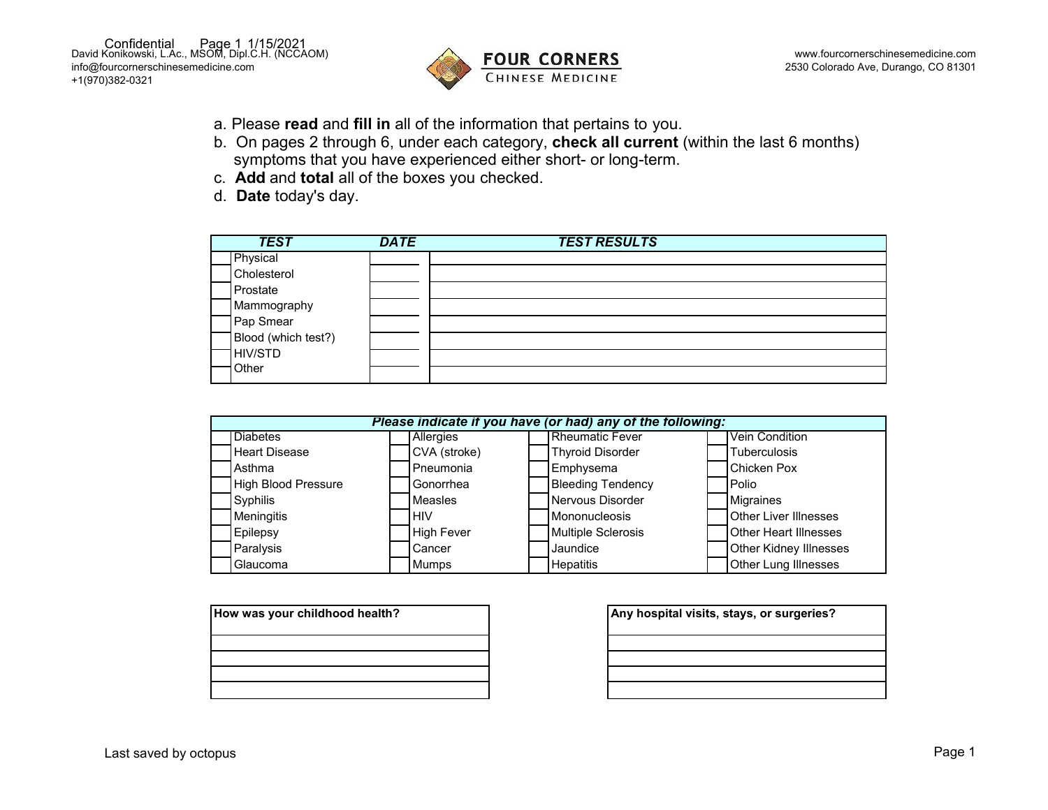David Konikowski, L.Ac., MSOM, Dipl.C.H. (NCCAOM)
info@fourcornerschinesemedicine.com
+1(970)382-0321

**FOUR CORNERS**
CHINESE MEDICINE

www.fourcornerschinesemedicine.com
2530 Colorado Ave, Durango, CO 81301

a. Please **read** and **fill in** all of the information that pertains to you.
b. On pages 2 through 6, under each category, **check all current** (within the last 6 months) symptoms that you have experienced either short- or long-term.
c. **Add** and **total** all of the boxes you checked.
d. **Date** today's day.

| | ***TEST*** | ***DATE*** | ***TEST RESULTS*** |
|---|---|---|---|
| | Physical | | |
| | Cholesterol | | |
| | Prostate | | |
| | Mammography | | |
| | Pap Smear | | |
| | Blood (which test?) | | |
| | HIV/STD | | |
| | Other | | |

***Please indicate if you have (or had) any of the following:***

| | | | | | | | |
|---|---|---|---|---|---|---|---|
| | Diabetes | | Allergies | | Rheumatic Fever | | Vein Condition |
| | Heart Disease | | CVA (stroke) | | Thyroid Disorder | | Tuberculosis |
| | Asthma | | Pneumonia | | Emphysema | | Chicken Pox |
| | High Blood Pressure | | Gonorrhea | | Bleeding Tendency | | Polio |
| | Syphilis | | Measles | | Nervous Disorder | | Migraines |
| | Meningitis | | HIV | | Mononucleosis | | Other Liver Illnesses |
| | Epilepsy | | High Fever | | Multiple Sclerosis | | Other Heart Illnesses |
| | Paralysis | | Cancer | | Jaundice | | Other Kidney Illnesses |
| | Glaucoma | | Mumps | | Hepatitis | | Other Lung Illnesses |

| **How was your childhood health?** |
|---|
| |
| |
| |
| |

| **Any hospital visits, stays, or surgeries?** |
|---|
| |
| |
| |
| |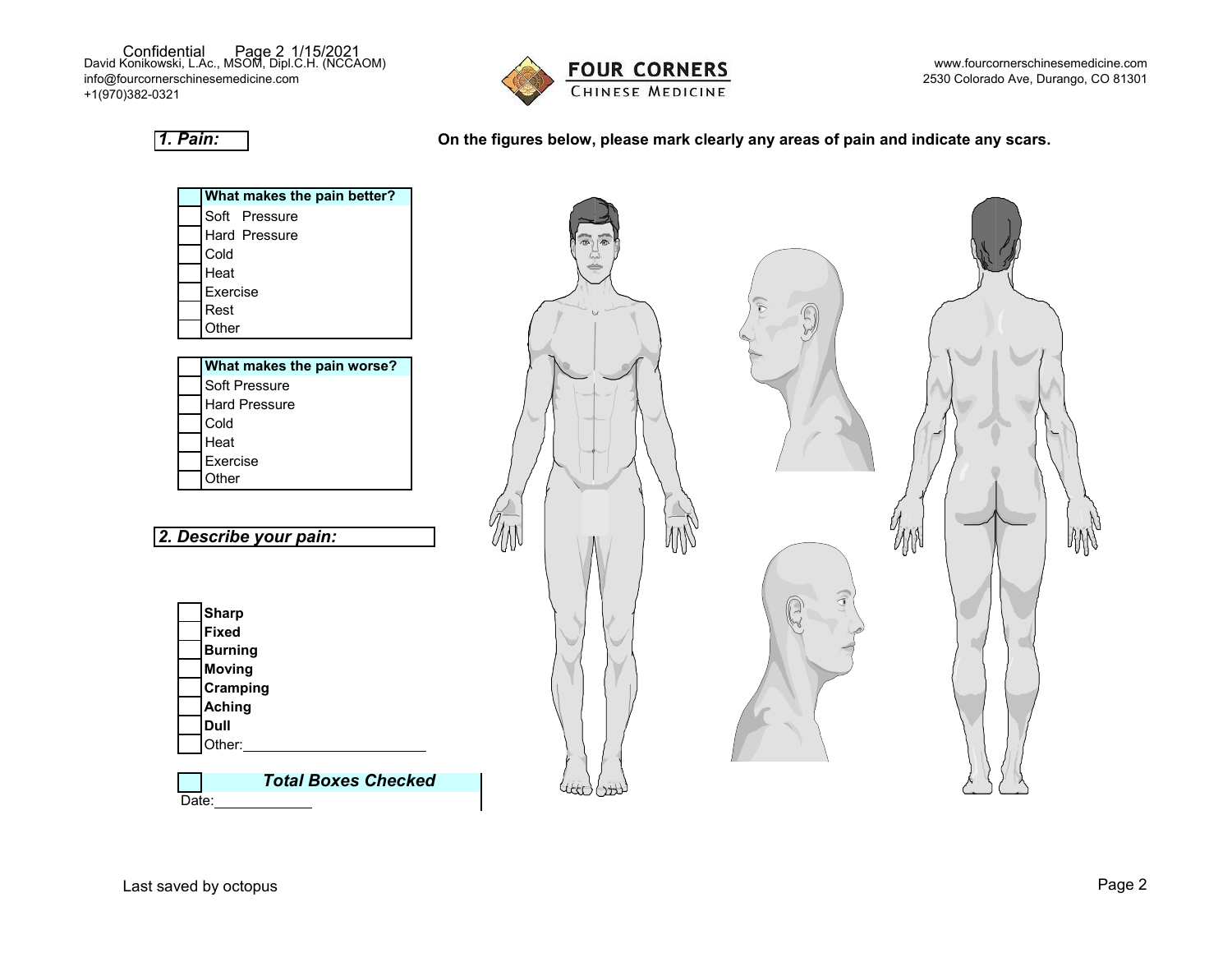Confidential Page 2 1/15/2021
David Konikowski, L.Ac., MSOM, Dipl.C.H. (NCCAOM)
info@fourcornerschinesemedicine.com
+1(970)382-0321

**FOUR CORNERS**
CHINESE MEDICINE

www.fourcornerschinesemedicine.com
2530 Colorado Ave, Durango, CO 81301

## *1. Pain:*

**On the figures below, please mark clearly any areas of pain and indicate any scars.**

| | **What makes the pain better?** |
|---|---|
| | Soft Pressure |
| | Hard Pressure |
| | Cold |
| | Heat |
| | Exercise |
| | Rest |
| | Other |

| | **What makes the pain worse?** |
|---|---|
| | Soft Pressure |
| | Hard Pressure |
| | Cold |
| | Heat |
| | Exercise |
| | Other |

## *2. Describe your pain:*

| | |
|---|---|
| | **Sharp** |
| | **Fixed** |
| | **Burning** |
| | **Moving** |
| | **Cramping** |
| | **Aching** |
| | **Dull** |
| | Other:_______________________ |

| | ***Total Boxes Checked*** |
|---|---|

Date:____________

Last saved by octopus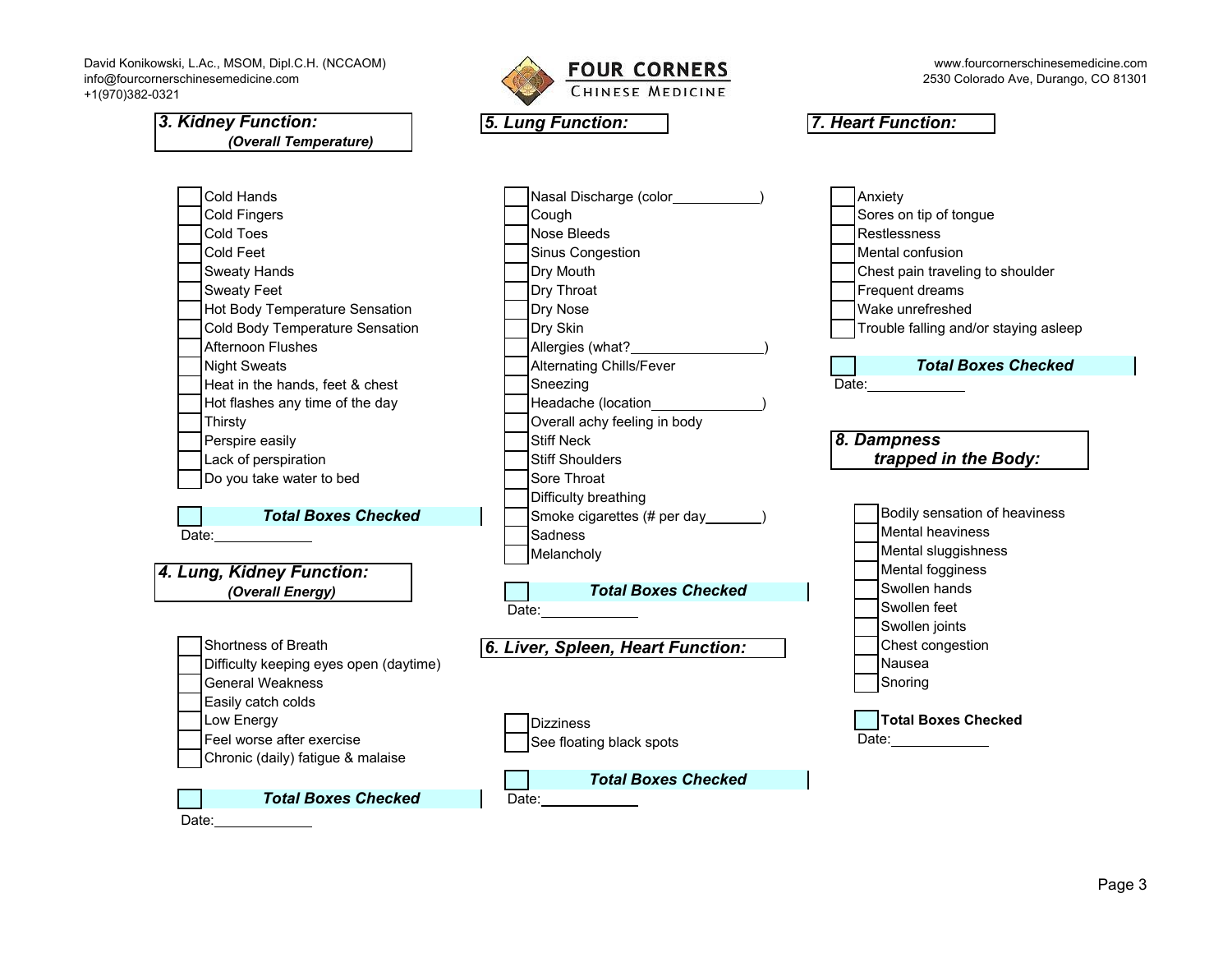David Konikowski, L.Ac., MSOM, Dipl.C.H. (NCCAOM)
info@fourcornerschinesemedicine.com
+1(970)382-0321

**FOUR CORNERS**
CHINESE MEDICINE

www.fourcornerschinesemedicine.com
2530 Colorado Ave, Durango, CO 81301

### *3. Kidney Function:*
***(Overall Temperature)***

- [ ] Cold Hands
- [ ] Cold Fingers
- [ ] Cold Toes
- [ ] Cold Feet
- [ ] Sweaty Hands
- [ ] Sweaty Feet
- [ ] Hot Body Temperature Sensation
- [ ] Cold Body Temperature Sensation
- [ ] Afternoon Flushes
- [ ] Night Sweats
- [ ] Heat in the hands, feet & chest
- [ ] Hot flashes any time of the day
- [ ] Thirsty
- [ ] Perspire easily
- [ ] Lack of perspiration
- [ ] Do you take water to bed

☐ ***Total Boxes Checked***

Date:____________

### *4. Lung, Kidney Function:*
***(Overall Energy)***

- [ ] Shortness of Breath
- [ ] Difficulty keeping eyes open (daytime)
- [ ] General Weakness
- [ ] Easily catch colds
- [ ] Low Energy
- [ ] Feel worse after exercise
- [ ] Chronic (daily) fatigue & malaise

☐ ***Total Boxes Checked***

Date:____________

### *5. Lung Function:*

- [ ] Nasal Discharge (color____________)
- [ ] Cough
- [ ] Nose Bleeds
- [ ] Sinus Congestion
- [ ] Dry Mouth
- [ ] Dry Throat
- [ ] Dry Nose
- [ ] Dry Skin
- [ ] Allergies (what?_________________)
- [ ] Alternating Chills/Fever
- [ ] Sneezing
- [ ] Headache (location______________)
- [ ] Overall achy feeling in body
- [ ] Stiff Neck
- [ ] Stiff Shoulders
- [ ] Sore Throat
- [ ] Difficulty breathing
- [ ] Smoke cigarettes (# per day_______)
- [ ] Sadness
- [ ] Melancholy

☐ ***Total Boxes Checked***

Date:____________

### *6. Liver, Spleen, Heart Function:*

- [ ] Dizziness
- [ ] See floating black spots

☐ ***Total Boxes Checked***

Date:____________

### *7. Heart Function:*

- [ ] Anxiety
- [ ] Sores on tip of tongue
- [ ] Restlessness
- [ ] Mental confusion
- [ ] Chest pain traveling to shoulder
- [ ] Frequent dreams
- [ ] Wake unrefreshed
- [ ] Trouble falling and/or staying asleep

☐ ***Total Boxes Checked***

Date:____________

### *8. Dampness trapped in the Body:*

- [ ] Bodily sensation of heaviness
- [ ] Mental heaviness
- [ ] Mental sluggishness
- [ ] Mental fogginess
- [ ] Swollen hands
- [ ] Swollen feet
- [ ] Swollen joints
- [ ] Chest congestion
- [ ] Nausea
- [ ] Snoring

☐ **Total Boxes Checked**

Date:____________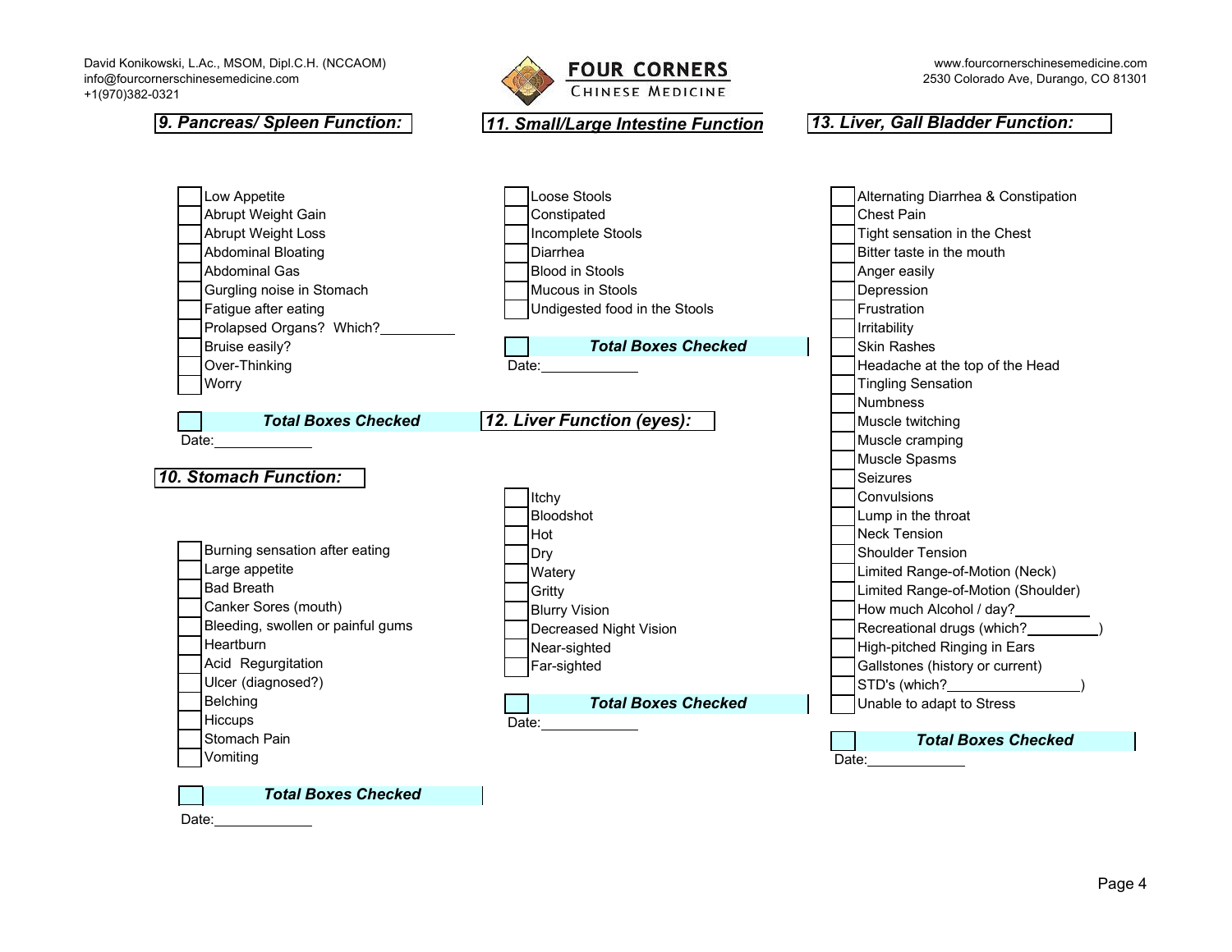## *9. Pancreas/ Spleen Function:*

- [ ] Low Appetite
- [ ] Abrupt Weight Gain
- [ ] Abrupt Weight Loss
- [ ] Abdominal Bloating
- [ ] Abdominal Gas
- [ ] Gurgling noise in Stomach
- [ ] Fatigue after eating
- [ ] Prolapsed Organs? Which?__________
- [ ] Bruise easily?
- [ ] Over-Thinking
- [ ] Worry

☐ ***Total Boxes Checked***

Date:_____________

## *10. Stomach Function:*

- [ ] Burning sensation after eating
- [ ] Large appetite
- [ ] Bad Breath
- [ ] Canker Sores (mouth)
- [ ] Bleeding, swollen or painful gums
- [ ] Heartburn
- [ ] Acid Regurgitation
- [ ] Ulcer (diagnosed?)
- [ ] Belching
- [ ] Hiccups
- [ ] Stomach Pain
- [ ] Vomiting

☐ ***Total Boxes Checked***

Date:_____________

## *11. Small/Large Intestine Function*

- [ ] Loose Stools
- [ ] Constipated
- [ ] Incomplete Stools
- [ ] Diarrhea
- [ ] Blood in Stools
- [ ] Mucous in Stools
- [ ] Undigested food in the Stools

☐ ***Total Boxes Checked***

Date:_____________

## *12. Liver Function (eyes):*

- [ ] Itchy
- [ ] Bloodshot
- [ ] Hot
- [ ] Dry
- [ ] Watery
- [ ] Gritty
- [ ] Blurry Vision
- [ ] Decreased Night Vision
- [ ] Near-sighted
- [ ] Far-sighted

☐ ***Total Boxes Checked***

Date:_____________

## *13. Liver, Gall Bladder Function:*

- [ ] Alternating Diarrhea & Constipation
- [ ] Chest Pain
- [ ] Tight sensation in the Chest
- [ ] Bitter taste in the mouth
- [ ] Anger easily
- [ ] Depression
- [ ] Frustration
- [ ] Irritability
- [ ] Skin Rashes
- [ ] Headache at the top of the Head
- [ ] Tingling Sensation
- [ ] Numbness
- [ ] Muscle twitching
- [ ] Muscle cramping
- [ ] Muscle Spasms
- [ ] Seizures
- [ ] Convulsions
- [ ] Lump in the throat
- [ ] Neck Tension
- [ ] Shoulder Tension
- [ ] Limited Range-of-Motion (Neck)
- [ ] Limited Range-of-Motion (Shoulder)
- [ ] How much Alcohol / day?__________
- [ ] Recreational drugs (which?__________)
- [ ] High-pitched Ringing in Ears
- [ ] Gallstones (history or current)
- [ ] STD's (which?_________________)
- [ ] Unable to adapt to Stress

☐ ***Total Boxes Checked***

Date:_____________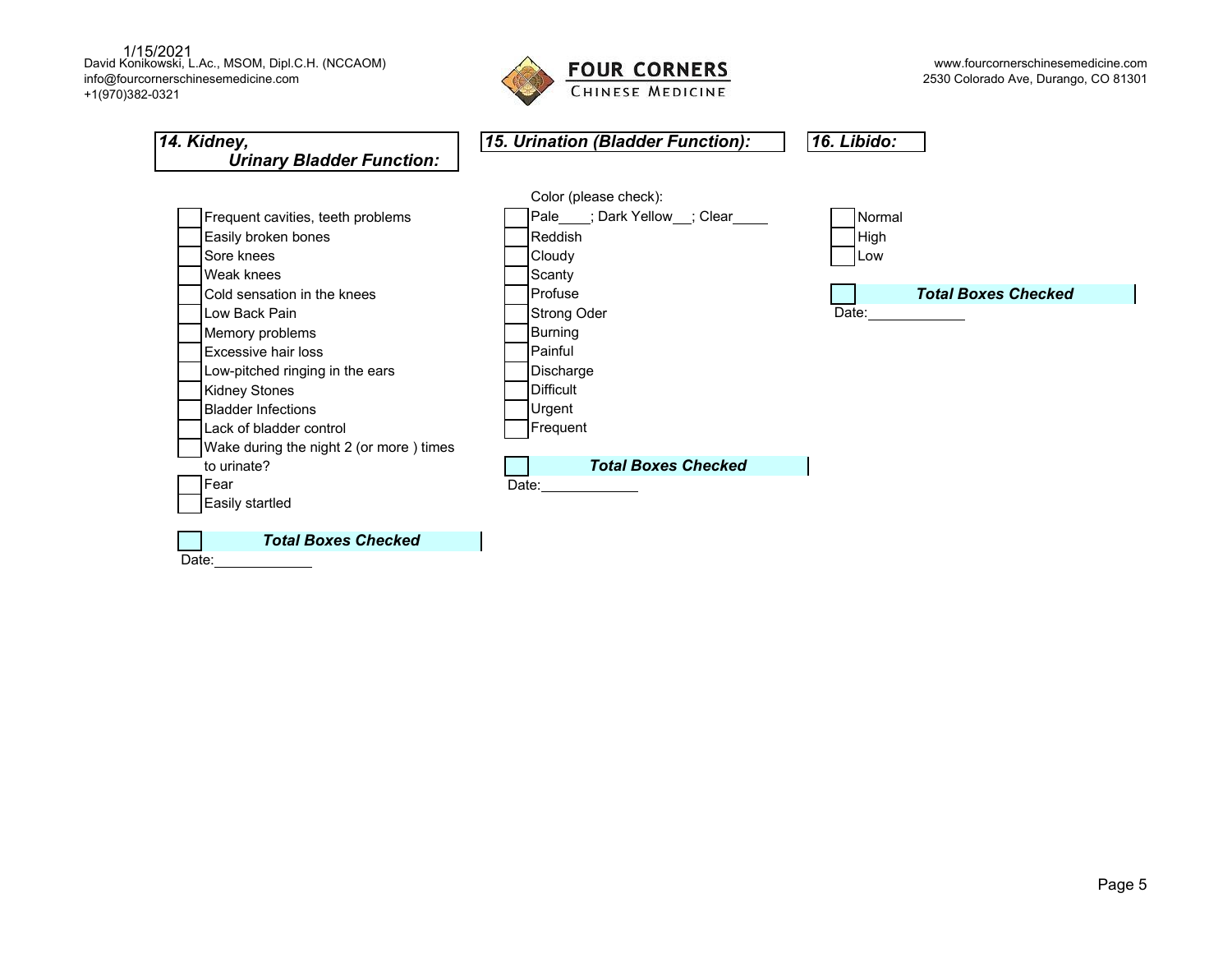## 14. Kidney, Urinary Bladder Function:

- [ ] Frequent cavities, teeth problems
- [ ] Easily broken bones
- [ ] Sore knees
- [ ] Weak knees
- [ ] Cold sensation in the knees
- [ ] Low Back Pain
- [ ] Memory problems
- [ ] Excessive hair loss
- [ ] Low-pitched ringing in the ears
- [ ] Kidney Stones
- [ ] Bladder Infections
- [ ] Lack of bladder control
- [ ] Wake during the night 2 (or more ) times to urinate?
- [ ] Fear
- [ ] Easily startled

- [ ] ***Total Boxes Checked***

Date:____________

## 15. Urination (Bladder Function):

Color (please check):

- [ ] Pale____; Dark Yellow__; Clear____
- [ ] Reddish
- [ ] Cloudy
- [ ] Scanty
- [ ] Profuse
- [ ] Strong Oder
- [ ] Burning
- [ ] Painful
- [ ] Discharge
- [ ] Difficult
- [ ] Urgent
- [ ] Frequent

- [ ] ***Total Boxes Checked***

Date:____________

## 16. Libido:

- [ ] Normal
- [ ] High
- [ ] Low

- [ ] ***Total Boxes Checked***

Date:____________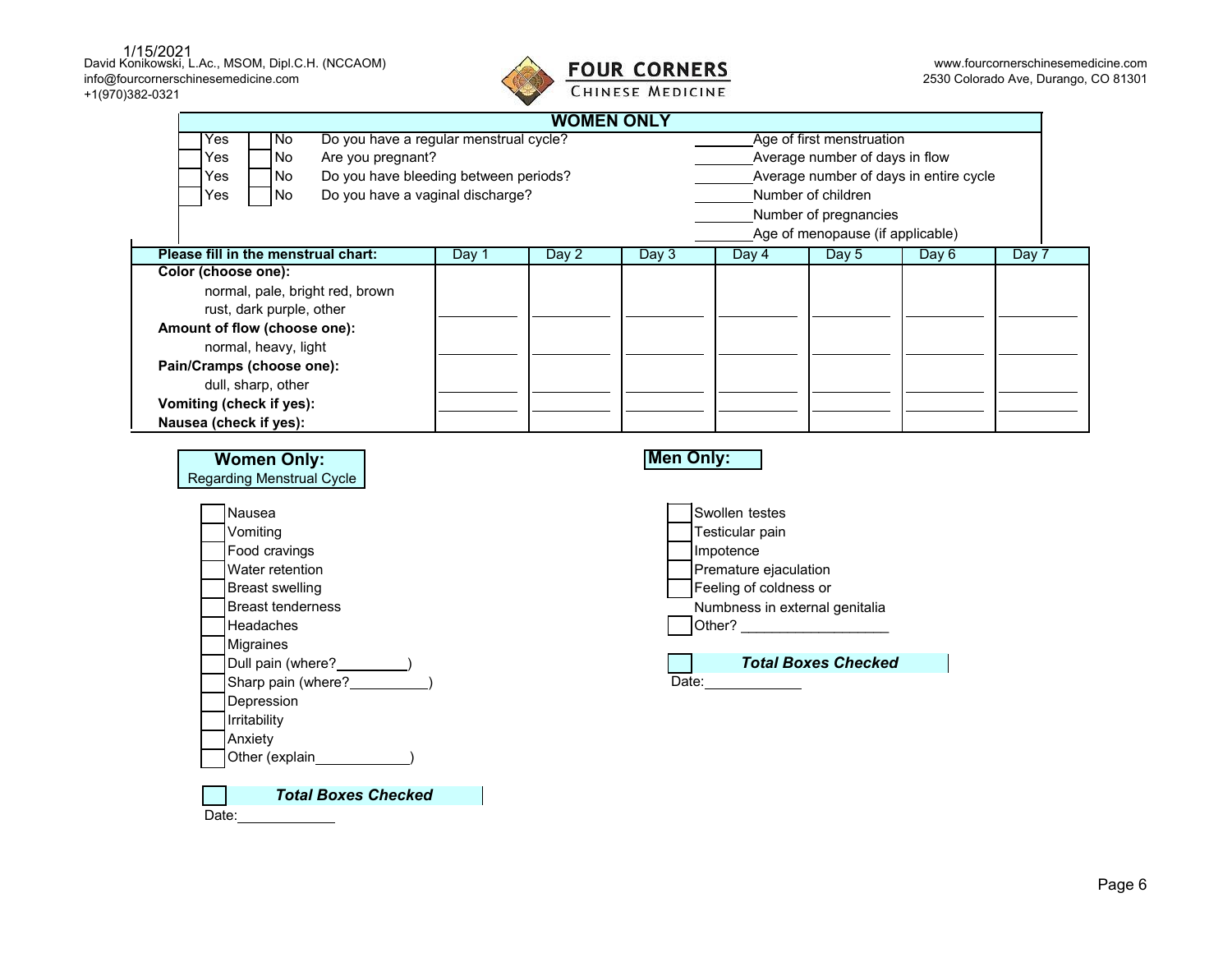1/15/2021
David Konikowski, L.Ac., MSOM, Dipl.C.H. (NCCAOM)
info@fourcornerschinesemedicine.com
+1(970)382-0321

**FOUR CORNERS**
CHINESE MEDICINE

www.fourcornerschinesemedicine.com
2530 Colorado Ave, Durango, CO 81301

## WOMEN ONLY

| | | |
|---|---|---|
| ☐ Yes | ☐ No | Do you have a regular menstrual cycle? |
| ☐ Yes | ☐ No | Are you pregnant? |
| ☐ Yes | ☐ No | Do you have bleeding between periods? |
| ☐ Yes | ☐ No | Do you have a vaginal discharge? |

_______ Age of first menstruation
_______ Average number of days in flow
_______ Average number of days in entire cycle
_______ Number of children
_______ Number of pregnancies
_______ Age of menopause (if applicable)

| **Please fill in the menstrual chart:** | Day 1 | Day 2 | Day 3 | Day 4 | Day 5 | Day 6 | Day 7 |
|---|---|---|---|---|---|---|---|
| **Color (choose one):** normal, pale, bright red, brown rust, dark purple, other | | | | | | | |
| **Amount of flow (choose one):** normal, heavy, light | | | | | | | |
| **Pain/Cramps (choose one):** dull, sharp, other | | | | | | | |
| **Vomiting (check if yes):** | | | | | | | |
| **Nausea (check if yes):** | | | | | | | |

### Women Only:
Regarding Menstrual Cycle

- ☐ Nausea
- ☐ Vomiting
- ☐ Food cravings
- ☐ Water retention
- ☐ Breast swelling
- ☐ Breast tenderness
- ☐ Headaches
- ☐ Migraines
- ☐ Dull pain (where?_________)
- ☐ Sharp pain (where?__________)
- ☐ Depression
- ☐ Irritability
- ☐ Anxiety
- ☐ Other (explain____________)

☐ ***Total Boxes Checked***

Date:____________

### Men Only:

- ☐ Swollen testes
- ☐ Testicular pain
- ☐ Impotence
- ☐ Premature ejaculation
- ☐ Feeling of coldness or Numbness in external genitalia
- ☐ Other? __________________

☐ ***Total Boxes Checked***

Date:____________